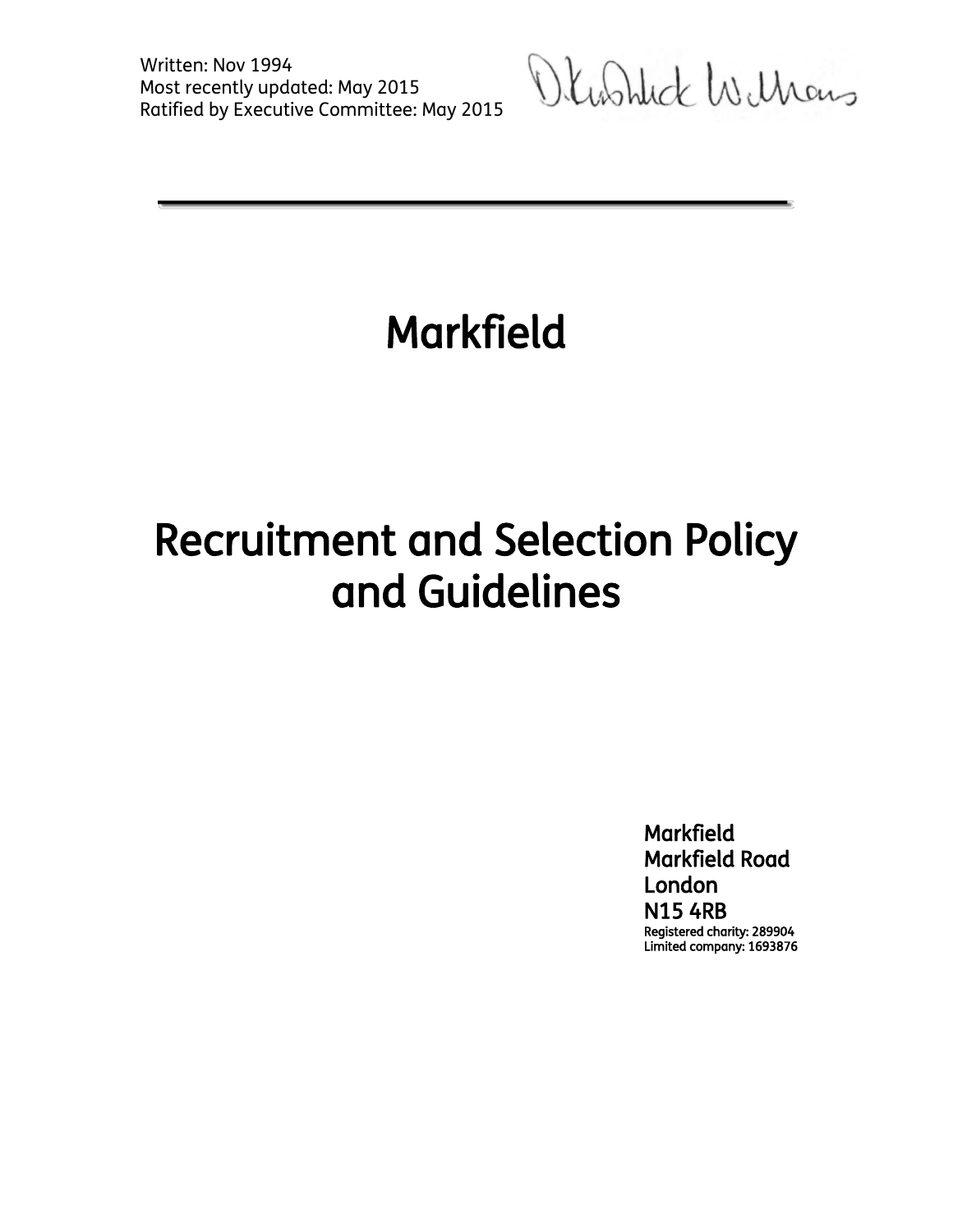Written: Nov 1994
Most recently updated: May 2015
Ratified by Executive Committee: May 2015

---

# Markfield

# Recruitment and Selection Policy and Guidelines

Markfield
Markfield Road
London
N15 4RB
Registered charity: 289904
Limited company: 1693876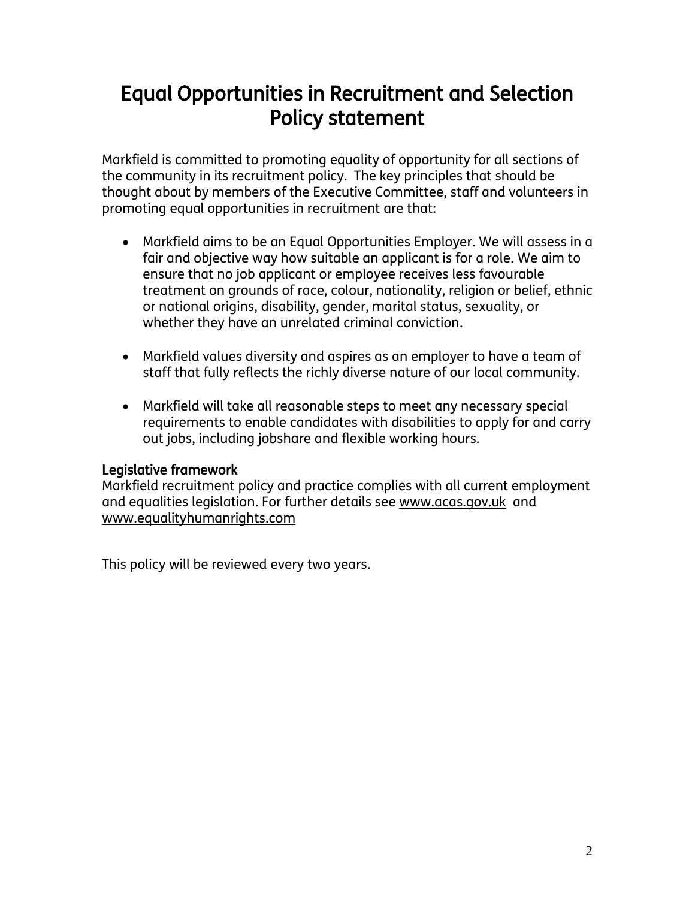# Equal Opportunities in Recruitment and Selection Policy statement

Markfield is committed to promoting equality of opportunity for all sections of the community in its recruitment policy. The key principles that should be thought about by members of the Executive Committee, staff and volunteers in promoting equal opportunities in recruitment are that:

- Markfield aims to be an Equal Opportunities Employer. We will assess in a fair and objective way how suitable an applicant is for a role. We aim to ensure that no job applicant or employee receives less favourable treatment on grounds of race, colour, nationality, religion or belief, ethnic or national origins, disability, gender, marital status, sexuality, or whether they have an unrelated criminal conviction.

- Markfield values diversity and aspires as an employer to have a team of staff that fully reflects the richly diverse nature of our local community.

- Markfield will take all reasonable steps to meet any necessary special requirements to enable candidates with disabilities to apply for and carry out jobs, including jobshare and flexible working hours.

### Legislative framework

Markfield recruitment policy and practice complies with all current employment and equalities legislation. For further details see www.acas.gov.uk and www.equalityhumanrights.com

This policy will be reviewed every two years.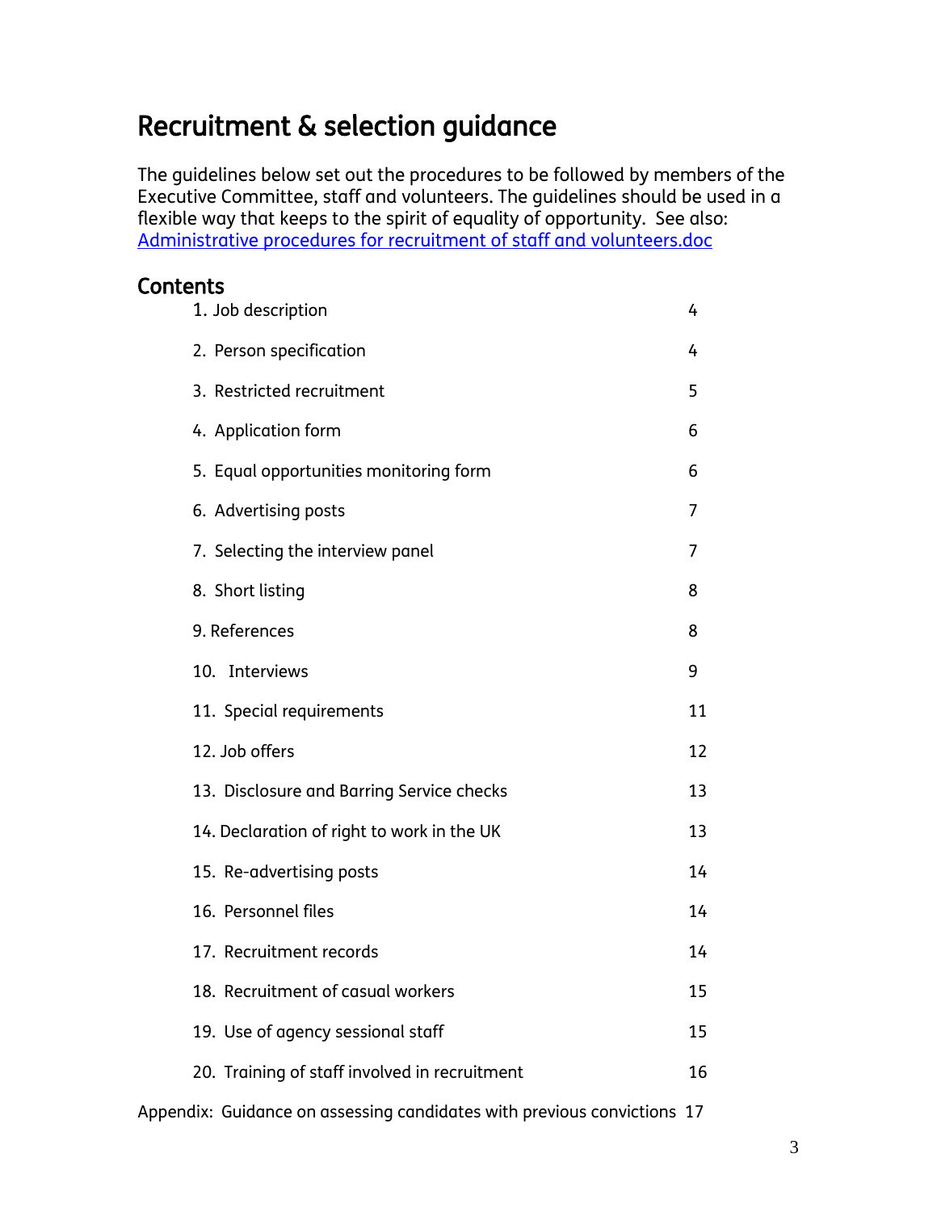# Recruitment & selection guidance

The guidelines below set out the procedures to be followed by members of the Executive Committee, staff and volunteers. The guidelines should be used in a flexible way that keeps to the spirit of equality of opportunity. See also: [Administrative procedures for recruitment of staff and volunteers.doc]()

## Contents

| | |
|---|---|
| 1. Job description | 4 |
| 2. Person specification | 4 |
| 3. Restricted recruitment | 5 |
| 4. Application form | 6 |
| 5. Equal opportunities monitoring form | 6 |
| 6. Advertising posts | 7 |
| 7. Selecting the interview panel | 7 |
| 8. Short listing | 8 |
| 9. References | 8 |
| 10. Interviews | 9 |
| 11. Special requirements | 11 |
| 12. Job offers | 12 |
| 13. Disclosure and Barring Service checks | 13 |
| 14. Declaration of right to work in the UK | 13 |
| 15. Re-advertising posts | 14 |
| 16. Personnel files | 14 |
| 17. Recruitment records | 14 |
| 18. Recruitment of casual workers | 15 |
| 19. Use of agency sessional staff | 15 |
| 20. Training of staff involved in recruitment | 16 |

Appendix: Guidance on assessing candidates with previous convictions 17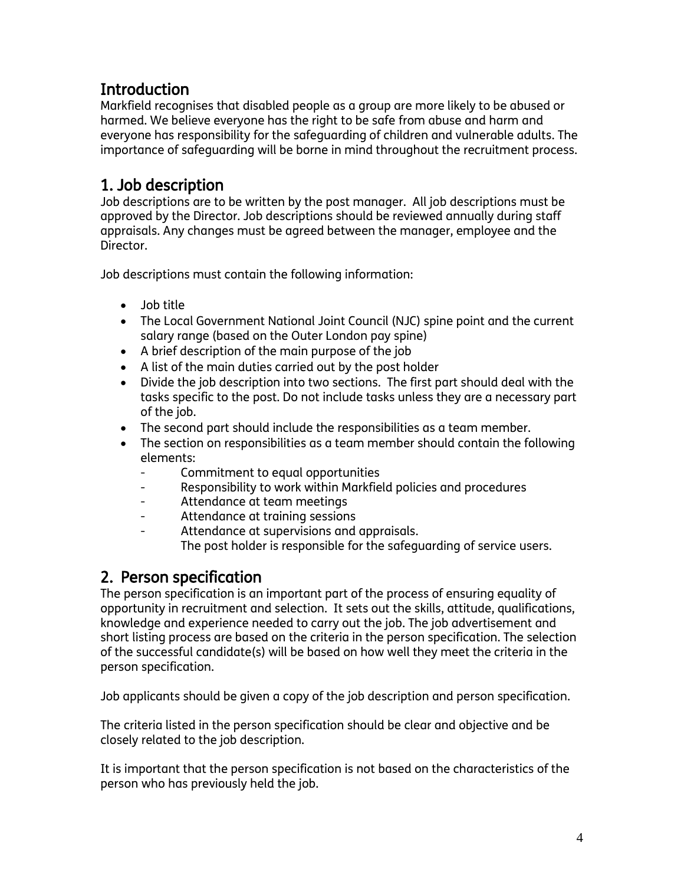## Introduction

Markfield recognises that disabled people as a group are more likely to be abused or harmed. We believe everyone has the right to be safe from abuse and harm and everyone has responsibility for the safeguarding of children and vulnerable adults. The importance of safeguarding will be borne in mind throughout the recruitment process.

## 1. Job description

Job descriptions are to be written by the post manager. All job descriptions must be approved by the Director. Job descriptions should be reviewed annually during staff appraisals. Any changes must be agreed between the manager, employee and the Director.

Job descriptions must contain the following information:

- Job title
- The Local Government National Joint Council (NJC) spine point and the current salary range (based on the Outer London pay spine)
- A brief description of the main purpose of the job
- A list of the main duties carried out by the post holder
- Divide the job description into two sections. The first part should deal with the tasks specific to the post. Do not include tasks unless they are a necessary part of the job.
- The second part should include the responsibilities as a team member.
- The section on responsibilities as a team member should contain the following elements:
  - Commitment to equal opportunities
  - Responsibility to work within Markfield policies and procedures
  - Attendance at team meetings
  - Attendance at training sessions
  - Attendance at supervisions and appraisals.
    The post holder is responsible for the safeguarding of service users.

## 2. Person specification

The person specification is an important part of the process of ensuring equality of opportunity in recruitment and selection. It sets out the skills, attitude, qualifications, knowledge and experience needed to carry out the job. The job advertisement and short listing process are based on the criteria in the person specification. The selection of the successful candidate(s) will be based on how well they meet the criteria in the person specification.

Job applicants should be given a copy of the job description and person specification.

The criteria listed in the person specification should be clear and objective and be closely related to the job description.

It is important that the person specification is not based on the characteristics of the person who has previously held the job.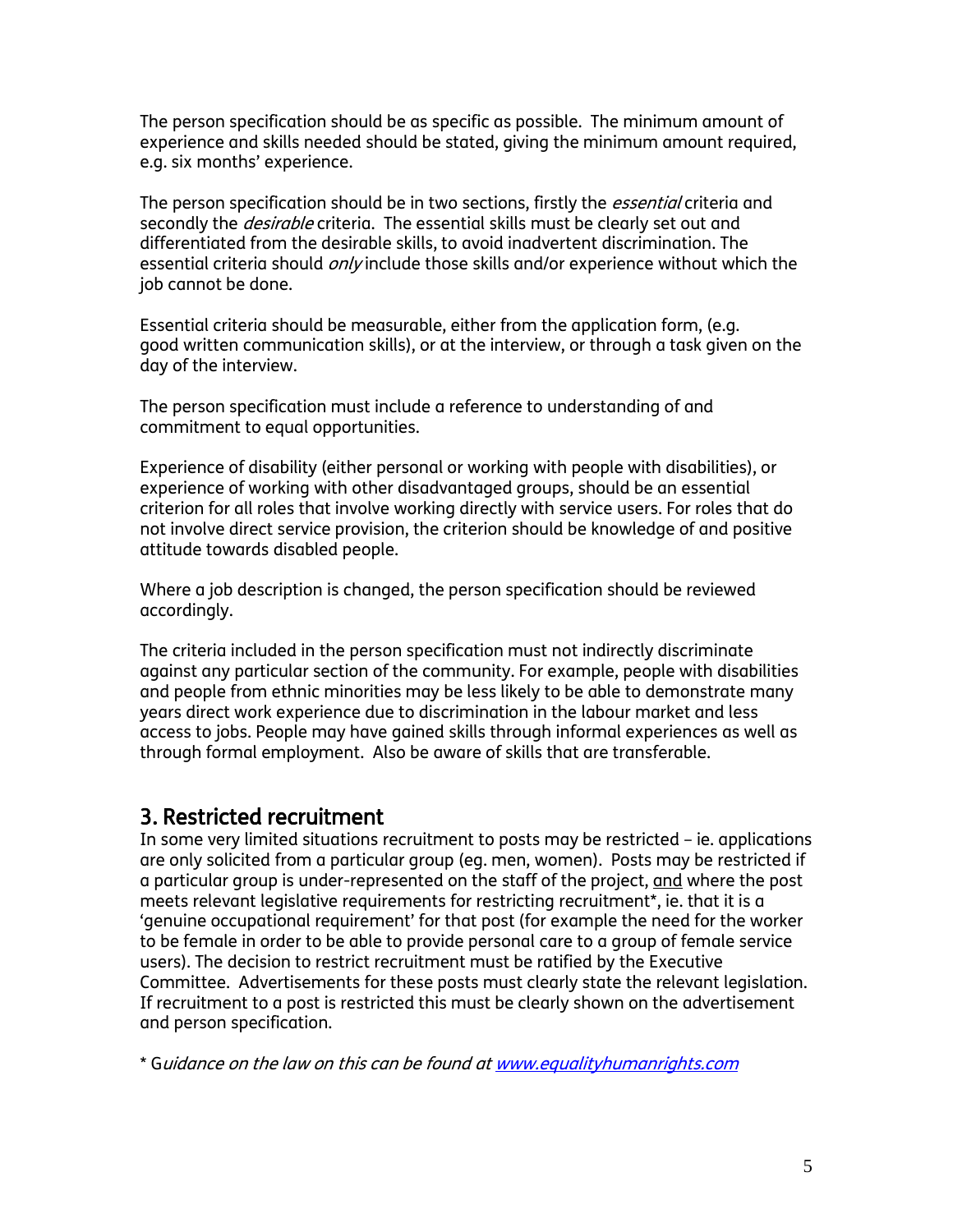The person specification should be as specific as possible. The minimum amount of experience and skills needed should be stated, giving the minimum amount required, e.g. six months' experience.

The person specification should be in two sections, firstly the *essential* criteria and secondly the *desirable* criteria. The essential skills must be clearly set out and differentiated from the desirable skills, to avoid inadvertent discrimination. The essential criteria should *only* include those skills and/or experience without which the job cannot be done.

Essential criteria should be measurable, either from the application form, (e.g. good written communication skills), or at the interview, or through a task given on the day of the interview.

The person specification must include a reference to understanding of and commitment to equal opportunities.

Experience of disability (either personal or working with people with disabilities), or experience of working with other disadvantaged groups, should be an essential criterion for all roles that involve working directly with service users. For roles that do not involve direct service provision, the criterion should be knowledge of and positive attitude towards disabled people.

Where a job description is changed, the person specification should be reviewed accordingly.

The criteria included in the person specification must not indirectly discriminate against any particular section of the community. For example, people with disabilities and people from ethnic minorities may be less likely to be able to demonstrate many years direct work experience due to discrimination in the labour market and less access to jobs. People may have gained skills through informal experiences as well as through formal employment. Also be aware of skills that are transferable.

## 3. Restricted recruitment

In some very limited situations recruitment to posts may be restricted – ie. applications are only solicited from a particular group (eg. men, women). Posts may be restricted if a particular group is under-represented on the staff of the project, <u>and</u> where the post meets relevant legislative requirements for restricting recruitment*, ie. that it is a 'genuine occupational requirement' for that post (for example the need for the worker to be female in order to be able to provide personal care to a group of female service users). The decision to restrict recruitment must be ratified by the Executive Committee. Advertisements for these posts must clearly state the relevant legislation. If recruitment to a post is restricted this must be clearly shown on the advertisement and person specification.

\* G*uidance on the law on this can be found at [www.equalityhumanrights.com](http://www.equalityhumanrights.com)*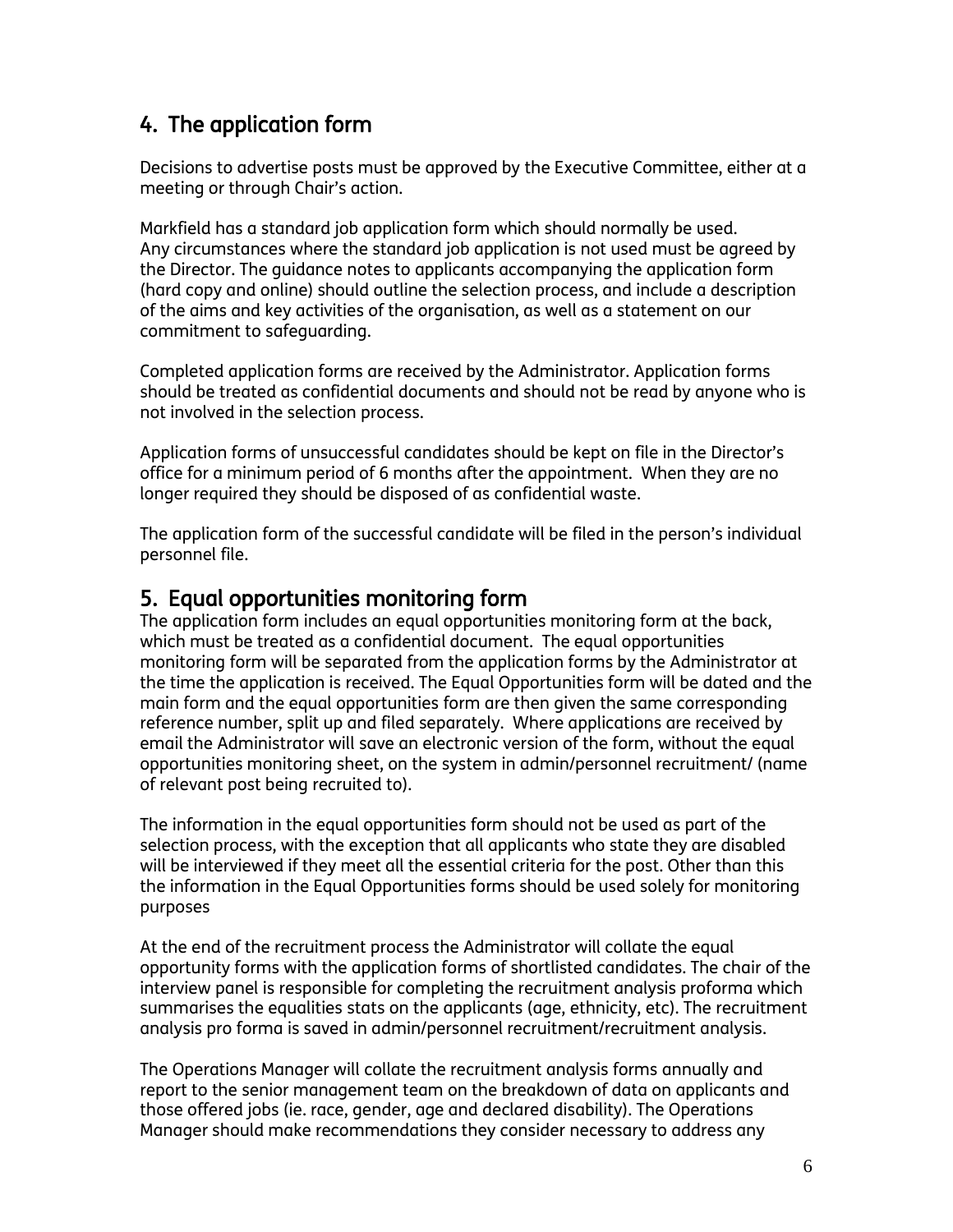## 4. The application form

Decisions to advertise posts must be approved by the Executive Committee, either at a meeting or through Chair's action.

Markfield has a standard job application form which should normally be used. Any circumstances where the standard job application is not used must be agreed by the Director. The guidance notes to applicants accompanying the application form (hard copy and online) should outline the selection process, and include a description of the aims and key activities of the organisation, as well as a statement on our commitment to safeguarding.

Completed application forms are received by the Administrator. Application forms should be treated as confidential documents and should not be read by anyone who is not involved in the selection process.

Application forms of unsuccessful candidates should be kept on file in the Director's office for a minimum period of 6 months after the appointment. When they are no longer required they should be disposed of as confidential waste.

The application form of the successful candidate will be filed in the person's individual personnel file.

## 5. Equal opportunities monitoring form

The application form includes an equal opportunities monitoring form at the back, which must be treated as a confidential document. The equal opportunities monitoring form will be separated from the application forms by the Administrator at the time the application is received. The Equal Opportunities form will be dated and the main form and the equal opportunities form are then given the same corresponding reference number, split up and filed separately. Where applications are received by email the Administrator will save an electronic version of the form, without the equal opportunities monitoring sheet, on the system in admin/personnel recruitment/ (name of relevant post being recruited to).

The information in the equal opportunities form should not be used as part of the selection process, with the exception that all applicants who state they are disabled will be interviewed if they meet all the essential criteria for the post. Other than this the information in the Equal Opportunities forms should be used solely for monitoring purposes

At the end of the recruitment process the Administrator will collate the equal opportunity forms with the application forms of shortlisted candidates. The chair of the interview panel is responsible for completing the recruitment analysis proforma which summarises the equalities stats on the applicants (age, ethnicity, etc). The recruitment analysis pro forma is saved in admin/personnel recruitment/recruitment analysis.

The Operations Manager will collate the recruitment analysis forms annually and report to the senior management team on the breakdown of data on applicants and those offered jobs (ie. race, gender, age and declared disability). The Operations Manager should make recommendations they consider necessary to address any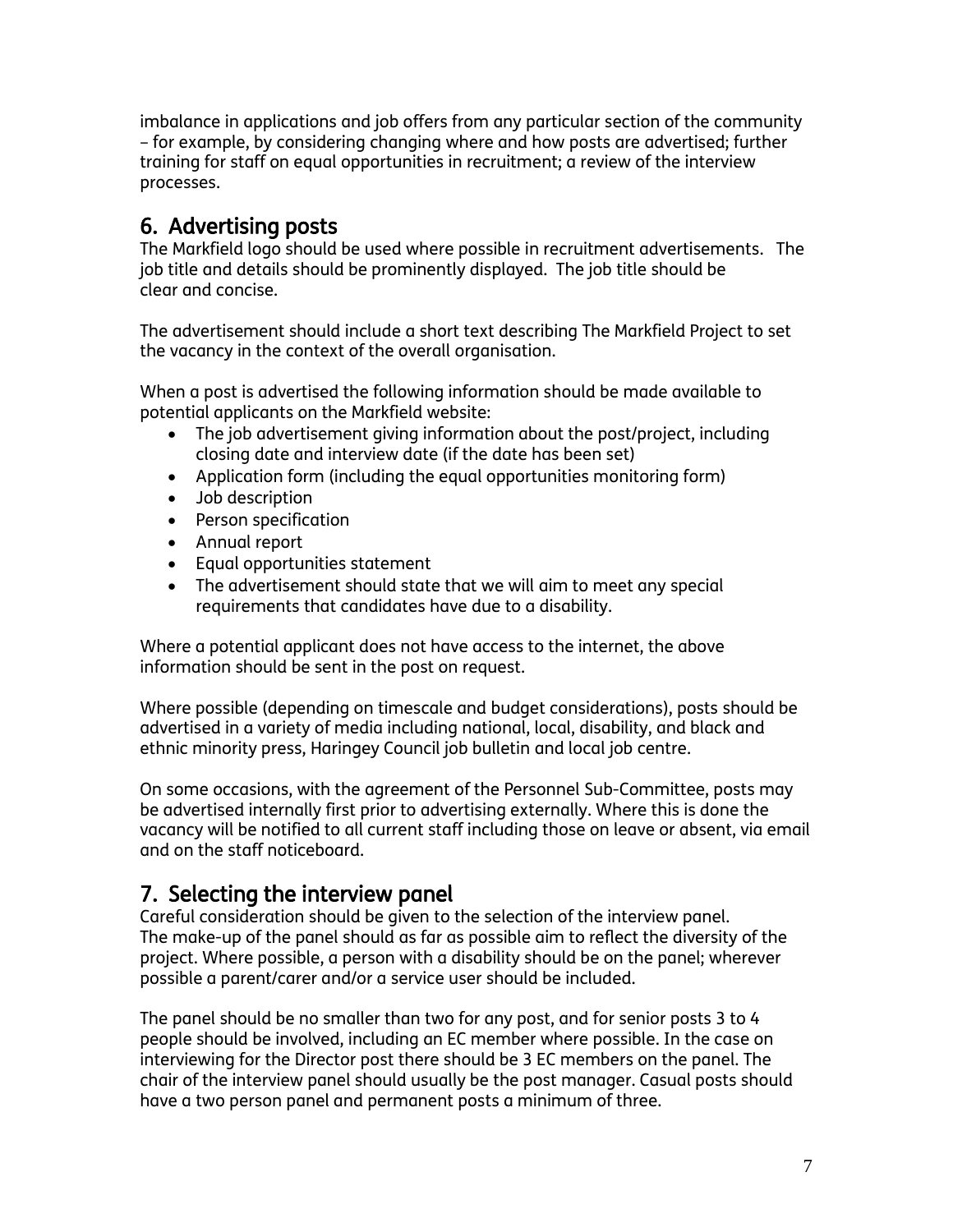imbalance in applications and job offers from any particular section of the community – for example, by considering changing where and how posts are advertised; further training for staff on equal opportunities in recruitment; a review of the interview processes.

## 6. Advertising posts

The Markfield logo should be used where possible in recruitment advertisements. The job title and details should be prominently displayed. The job title should be clear and concise.

The advertisement should include a short text describing The Markfield Project to set the vacancy in the context of the overall organisation.

When a post is advertised the following information should be made available to potential applicants on the Markfield website:

- The job advertisement giving information about the post/project, including closing date and interview date (if the date has been set)
- Application form (including the equal opportunities monitoring form)
- Job description
- Person specification
- Annual report
- Equal opportunities statement
- The advertisement should state that we will aim to meet any special requirements that candidates have due to a disability.

Where a potential applicant does not have access to the internet, the above information should be sent in the post on request.

Where possible (depending on timescale and budget considerations), posts should be advertised in a variety of media including national, local, disability, and black and ethnic minority press, Haringey Council job bulletin and local job centre.

On some occasions, with the agreement of the Personnel Sub-Committee, posts may be advertised internally first prior to advertising externally. Where this is done the vacancy will be notified to all current staff including those on leave or absent, via email and on the staff noticeboard.

## 7. Selecting the interview panel

Careful consideration should be given to the selection of the interview panel. The make-up of the panel should as far as possible aim to reflect the diversity of the project. Where possible, a person with a disability should be on the panel; wherever possible a parent/carer and/or a service user should be included.

The panel should be no smaller than two for any post, and for senior posts 3 to 4 people should be involved, including an EC member where possible. In the case on interviewing for the Director post there should be 3 EC members on the panel. The chair of the interview panel should usually be the post manager. Casual posts should have a two person panel and permanent posts a minimum of three.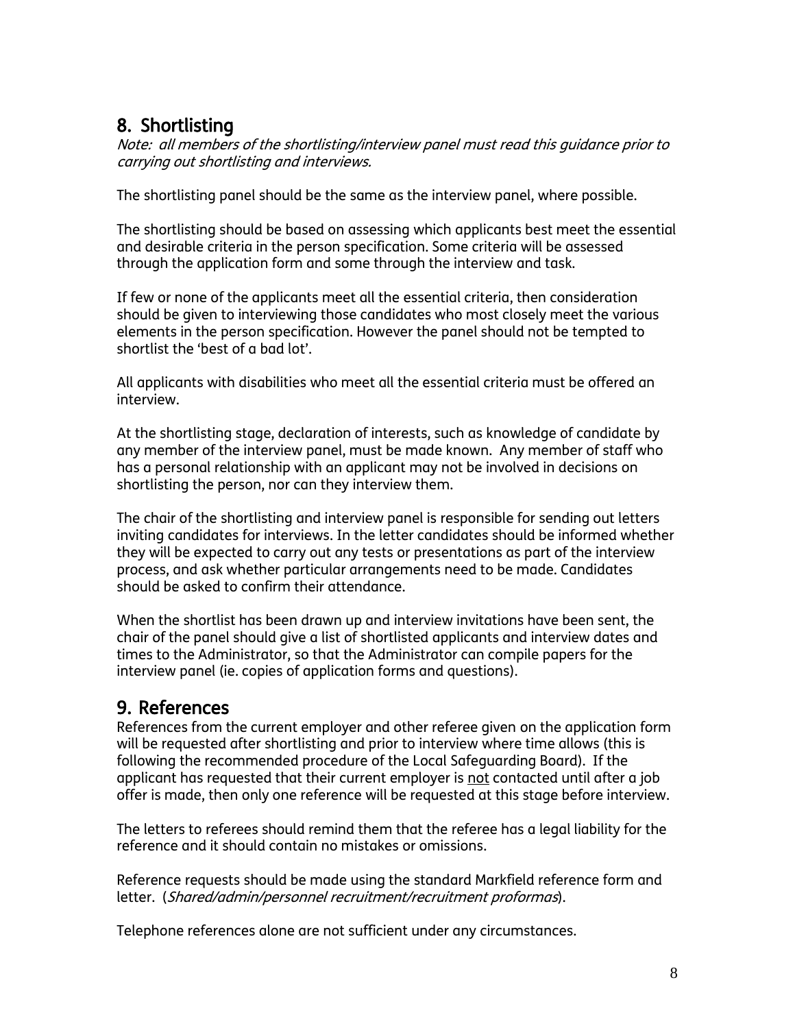## 8. Shortlisting

*Note: all members of the shortlisting/interview panel must read this guidance prior to carrying out shortlisting and interviews.*

The shortlisting panel should be the same as the interview panel, where possible.

The shortlisting should be based on assessing which applicants best meet the essential and desirable criteria in the person specification. Some criteria will be assessed through the application form and some through the interview and task.

If few or none of the applicants meet all the essential criteria, then consideration should be given to interviewing those candidates who most closely meet the various elements in the person specification. However the panel should not be tempted to shortlist the 'best of a bad lot'.

All applicants with disabilities who meet all the essential criteria must be offered an interview.

At the shortlisting stage, declaration of interests, such as knowledge of candidate by any member of the interview panel, must be made known. Any member of staff who has a personal relationship with an applicant may not be involved in decisions on shortlisting the person, nor can they interview them.

The chair of the shortlisting and interview panel is responsible for sending out letters inviting candidates for interviews. In the letter candidates should be informed whether they will be expected to carry out any tests or presentations as part of the interview process, and ask whether particular arrangements need to be made. Candidates should be asked to confirm their attendance.

When the shortlist has been drawn up and interview invitations have been sent, the chair of the panel should give a list of shortlisted applicants and interview dates and times to the Administrator, so that the Administrator can compile papers for the interview panel (ie. copies of application forms and questions).

## 9. References

References from the current employer and other referee given on the application form will be requested after shortlisting and prior to interview where time allows (this is following the recommended procedure of the Local Safeguarding Board). If the applicant has requested that their current employer is <u>not</u> contacted until after a job offer is made, then only one reference will be requested at this stage before interview.

The letters to referees should remind them that the referee has a legal liability for the reference and it should contain no mistakes or omissions.

Reference requests should be made using the standard Markfield reference form and letter. (*Shared/admin/personnel recruitment/recruitment proformas*).

Telephone references alone are not sufficient under any circumstances.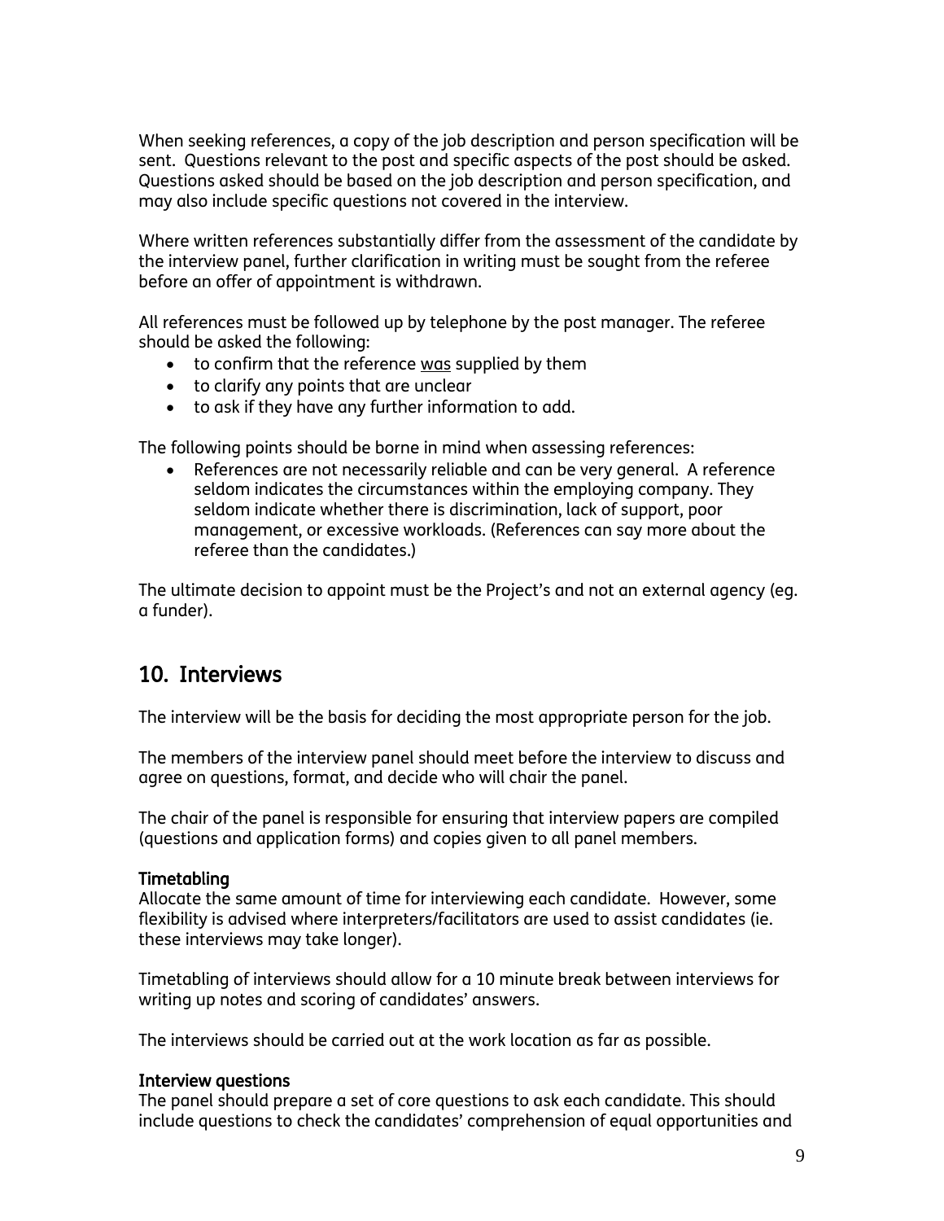When seeking references, a copy of the job description and person specification will be sent. Questions relevant to the post and specific aspects of the post should be asked. Questions asked should be based on the job description and person specification, and may also include specific questions not covered in the interview.

Where written references substantially differ from the assessment of the candidate by the interview panel, further clarification in writing must be sought from the referee before an offer of appointment is withdrawn.

All references must be followed up by telephone by the post manager. The referee should be asked the following:

- to confirm that the reference was supplied by them
- to clarify any points that are unclear
- to ask if they have any further information to add.

The following points should be borne in mind when assessing references:

- References are not necessarily reliable and can be very general. A reference seldom indicates the circumstances within the employing company. They seldom indicate whether there is discrimination, lack of support, poor management, or excessive workloads. (References can say more about the referee than the candidates.)

The ultimate decision to appoint must be the Project's and not an external agency (eg. a funder).

## 10. Interviews

The interview will be the basis for deciding the most appropriate person for the job.

The members of the interview panel should meet before the interview to discuss and agree on questions, format, and decide who will chair the panel.

The chair of the panel is responsible for ensuring that interview papers are compiled (questions and application forms) and copies given to all panel members.

**Timetabling**

Allocate the same amount of time for interviewing each candidate. However, some flexibility is advised where interpreters/facilitators are used to assist candidates (ie. these interviews may take longer).

Timetabling of interviews should allow for a 10 minute break between interviews for writing up notes and scoring of candidates' answers.

The interviews should be carried out at the work location as far as possible.

**Interview questions**

The panel should prepare a set of core questions to ask each candidate. This should include questions to check the candidates' comprehension of equal opportunities and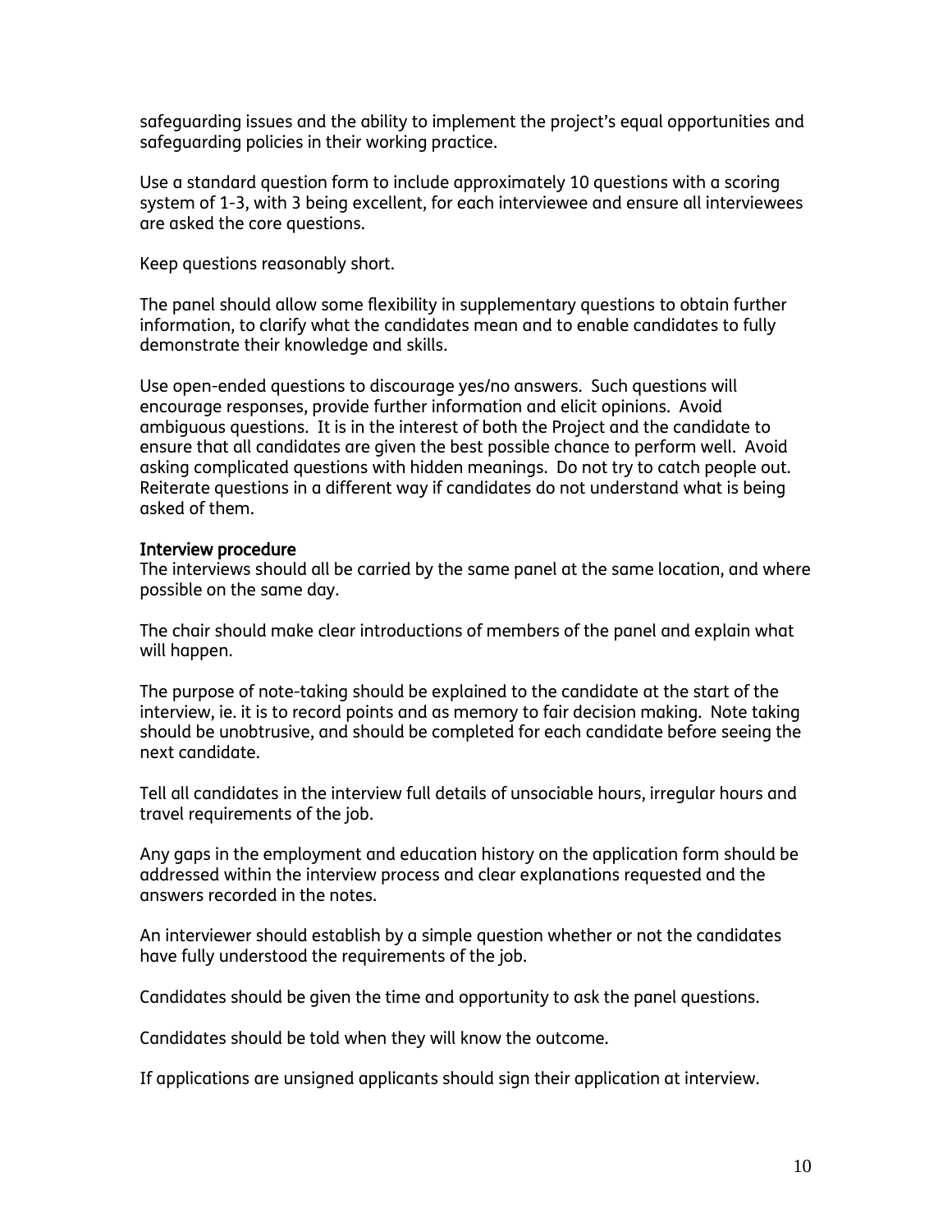safeguarding issues and the ability to implement the project's equal opportunities and safeguarding policies in their working practice.

Use a standard question form to include approximately 10 questions with a scoring system of 1-3, with 3 being excellent, for each interviewee and ensure all interviewees are asked the core questions.

Keep questions reasonably short.

The panel should allow some flexibility in supplementary questions to obtain further information, to clarify what the candidates mean and to enable candidates to fully demonstrate their knowledge and skills.

Use open-ended questions to discourage yes/no answers. Such questions will encourage responses, provide further information and elicit opinions. Avoid ambiguous questions. It is in the interest of both the Project and the candidate to ensure that all candidates are given the best possible chance to perform well. Avoid asking complicated questions with hidden meanings. Do not try to catch people out. Reiterate questions in a different way if candidates do not understand what is being asked of them.

**Interview procedure**

The interviews should all be carried by the same panel at the same location, and where possible on the same day.

The chair should make clear introductions of members of the panel and explain what will happen.

The purpose of note-taking should be explained to the candidate at the start of the interview, ie. it is to record points and as memory to fair decision making. Note taking should be unobtrusive, and should be completed for each candidate before seeing the next candidate.

Tell all candidates in the interview full details of unsociable hours, irregular hours and travel requirements of the job.

Any gaps in the employment and education history on the application form should be addressed within the interview process and clear explanations requested and the answers recorded in the notes.

An interviewer should establish by a simple question whether or not the candidates have fully understood the requirements of the job.

Candidates should be given the time and opportunity to ask the panel questions.

Candidates should be told when they will know the outcome.

If applications are unsigned applicants should sign their application at interview.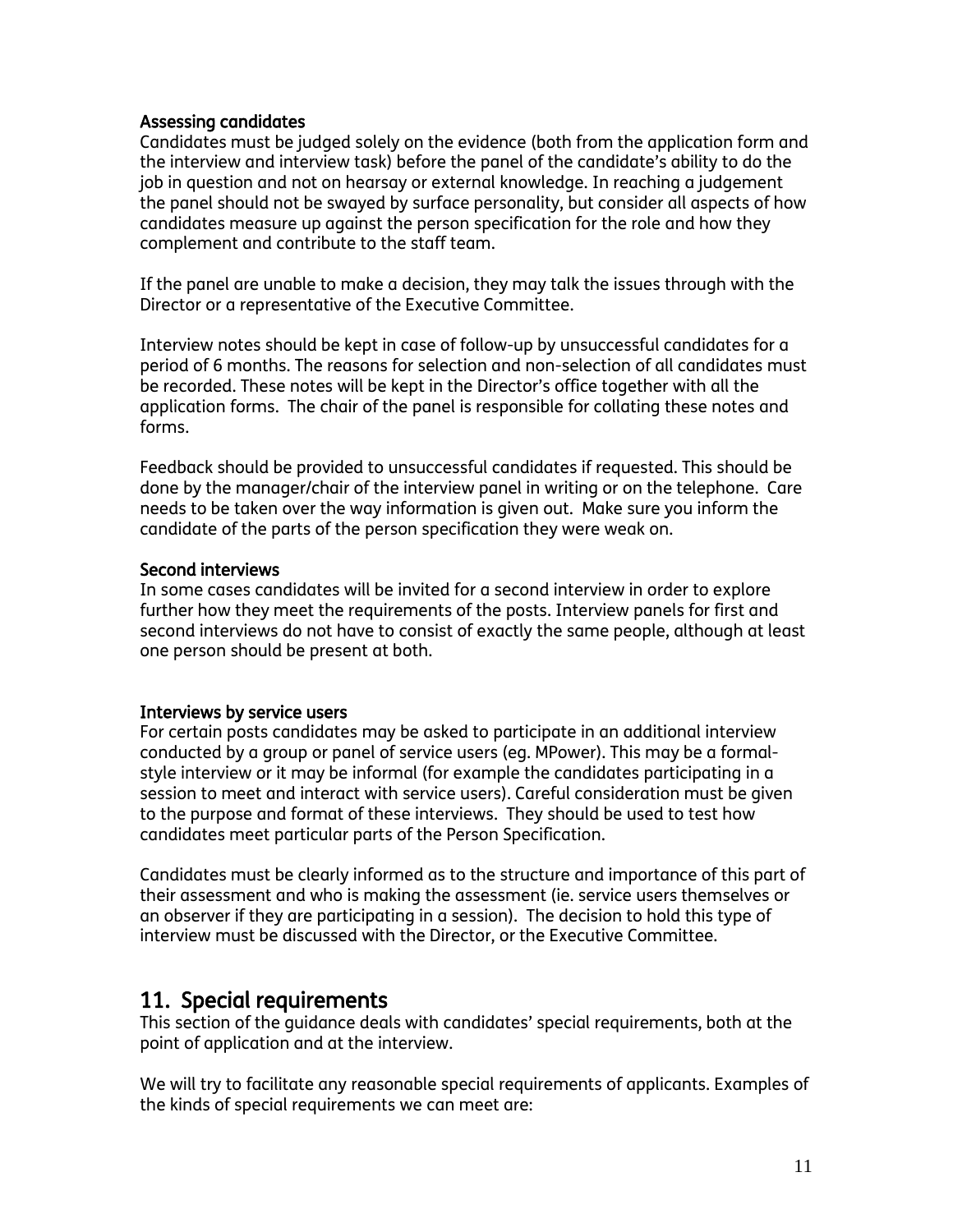### Assessing candidates

Candidates must be judged solely on the evidence (both from the application form and the interview and interview task) before the panel of the candidate's ability to do the job in question and not on hearsay or external knowledge. In reaching a judgement the panel should not be swayed by surface personality, but consider all aspects of how candidates measure up against the person specification for the role and how they complement and contribute to the staff team.

If the panel are unable to make a decision, they may talk the issues through with the Director or a representative of the Executive Committee.

Interview notes should be kept in case of follow-up by unsuccessful candidates for a period of 6 months. The reasons for selection and non-selection of all candidates must be recorded. These notes will be kept in the Director's office together with all the application forms. The chair of the panel is responsible for collating these notes and forms.

Feedback should be provided to unsuccessful candidates if requested. This should be done by the manager/chair of the interview panel in writing or on the telephone. Care needs to be taken over the way information is given out. Make sure you inform the candidate of the parts of the person specification they were weak on.

### Second interviews

In some cases candidates will be invited for a second interview in order to explore further how they meet the requirements of the posts. Interview panels for first and second interviews do not have to consist of exactly the same people, although at least one person should be present at both.

### Interviews by service users

For certain posts candidates may be asked to participate in an additional interview conducted by a group or panel of service users (eg. MPower). This may be a formal-style interview or it may be informal (for example the candidates participating in a session to meet and interact with service users). Careful consideration must be given to the purpose and format of these interviews. They should be used to test how candidates meet particular parts of the Person Specification.

Candidates must be clearly informed as to the structure and importance of this part of their assessment and who is making the assessment (ie. service users themselves or an observer if they are participating in a session). The decision to hold this type of interview must be discussed with the Director, or the Executive Committee.

## 11. Special requirements

This section of the guidance deals with candidates' special requirements, both at the point of application and at the interview.

We will try to facilitate any reasonable special requirements of applicants. Examples of the kinds of special requirements we can meet are: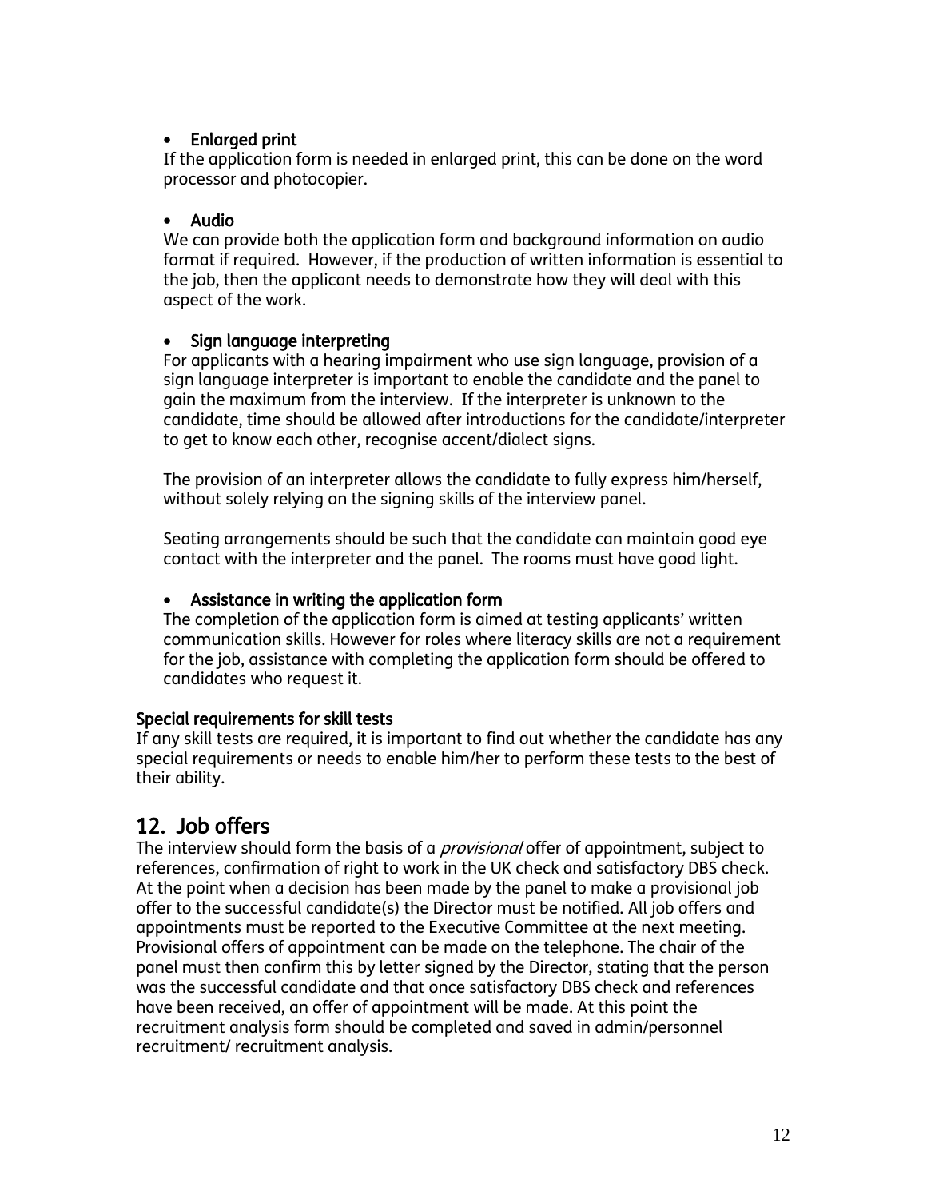- **Enlarged print**
  If the application form is needed in enlarged print, this can be done on the word processor and photocopier.

- **Audio**
  We can provide both the application form and background information on audio format if required. However, if the production of written information is essential to the job, then the applicant needs to demonstrate how they will deal with this aspect of the work.

- **Sign language interpreting**
  For applicants with a hearing impairment who use sign language, provision of a sign language interpreter is important to enable the candidate and the panel to gain the maximum from the interview. If the interpreter is unknown to the candidate, time should be allowed after introductions for the candidate/interpreter to get to know each other, recognise accent/dialect signs.

  The provision of an interpreter allows the candidate to fully express him/herself, without solely relying on the signing skills of the interview panel.

  Seating arrangements should be such that the candidate can maintain good eye contact with the interpreter and the panel. The rooms must have good light.

- **Assistance in writing the application form**
  The completion of the application form is aimed at testing applicants' written communication skills. However for roles where literacy skills are not a requirement for the job, assistance with completing the application form should be offered to candidates who request it.

**Special requirements for skill tests**

If any skill tests are required, it is important to find out whether the candidate has any special requirements or needs to enable him/her to perform these tests to the best of their ability.

## 12. Job offers

The interview should form the basis of a *provisional* offer of appointment, subject to references, confirmation of right to work in the UK check and satisfactory DBS check. At the point when a decision has been made by the panel to make a provisional job offer to the successful candidate(s) the Director must be notified. All job offers and appointments must be reported to the Executive Committee at the next meeting. Provisional offers of appointment can be made on the telephone. The chair of the panel must then confirm this by letter signed by the Director, stating that the person was the successful candidate and that once satisfactory DBS check and references have been received, an offer of appointment will be made. At this point the recruitment analysis form should be completed and saved in admin/personnel recruitment/ recruitment analysis.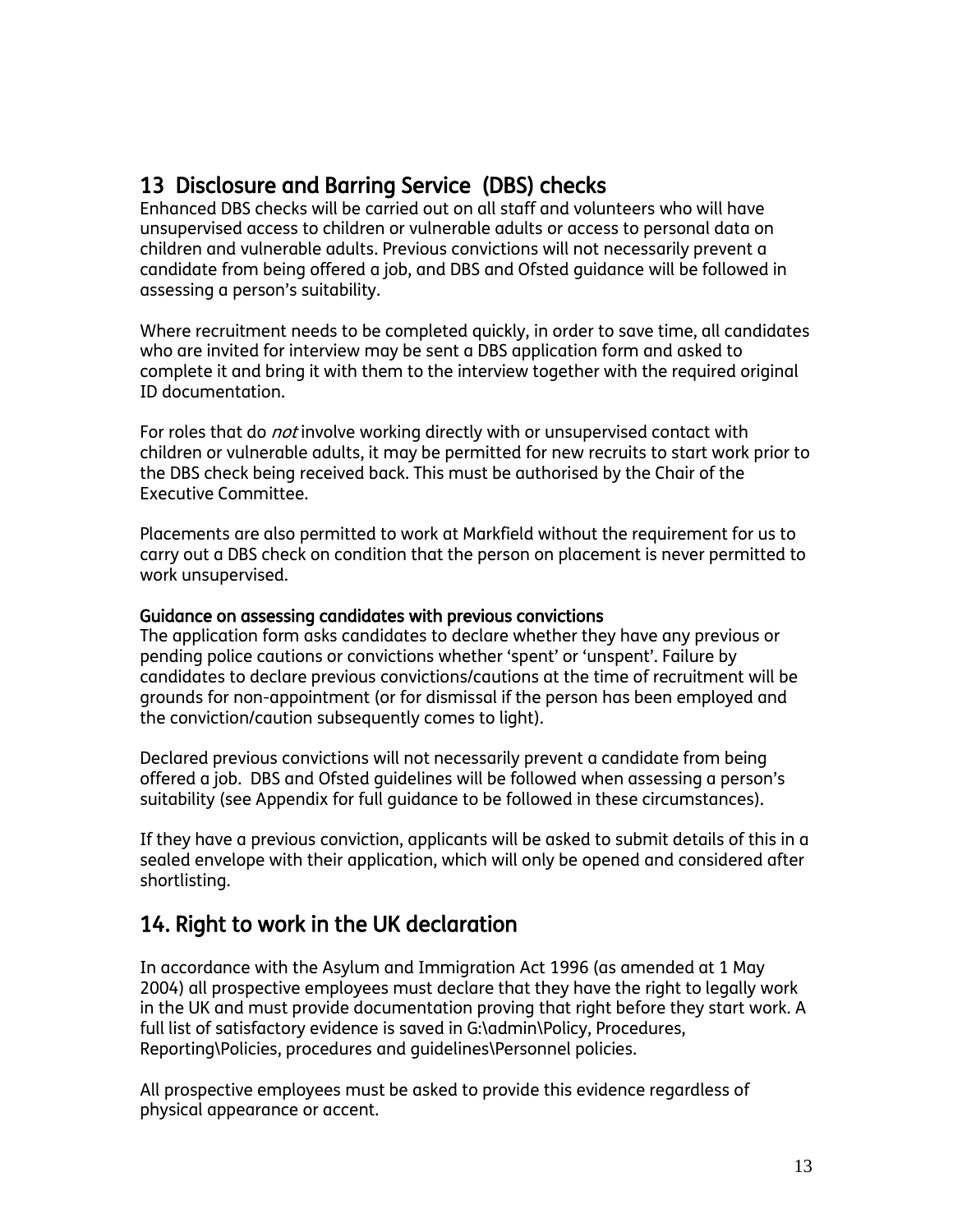## 13 Disclosure and Barring Service (DBS) checks

Enhanced DBS checks will be carried out on all staff and volunteers who will have unsupervised access to children or vulnerable adults or access to personal data on children and vulnerable adults. Previous convictions will not necessarily prevent a candidate from being offered a job, and DBS and Ofsted guidance will be followed in assessing a person's suitability.

Where recruitment needs to be completed quickly, in order to save time, all candidates who are invited for interview may be sent a DBS application form and asked to complete it and bring it with them to the interview together with the required original ID documentation.

For roles that do *not* involve working directly with or unsupervised contact with children or vulnerable adults, it may be permitted for new recruits to start work prior to the DBS check being received back. This must be authorised by the Chair of the Executive Committee.

Placements are also permitted to work at Markfield without the requirement for us to carry out a DBS check on condition that the person on placement is never permitted to work unsupervised.

**Guidance on assessing candidates with previous convictions**

The application form asks candidates to declare whether they have any previous or pending police cautions or convictions whether 'spent' or 'unspent'. Failure by candidates to declare previous convictions/cautions at the time of recruitment will be grounds for non-appointment (or for dismissal if the person has been employed and the conviction/caution subsequently comes to light).

Declared previous convictions will not necessarily prevent a candidate from being offered a job. DBS and Ofsted guidelines will be followed when assessing a person's suitability (see Appendix for full guidance to be followed in these circumstances).

If they have a previous conviction, applicants will be asked to submit details of this in a sealed envelope with their application, which will only be opened and considered after shortlisting.

## 14. Right to work in the UK declaration

In accordance with the Asylum and Immigration Act 1996 (as amended at 1 May 2004) all prospective employees must declare that they have the right to legally work in the UK and must provide documentation proving that right before they start work. A full list of satisfactory evidence is saved in G:\admin\Policy, Procedures, Reporting\Policies, procedures and guidelines\Personnel policies.

All prospective employees must be asked to provide this evidence regardless of physical appearance or accent.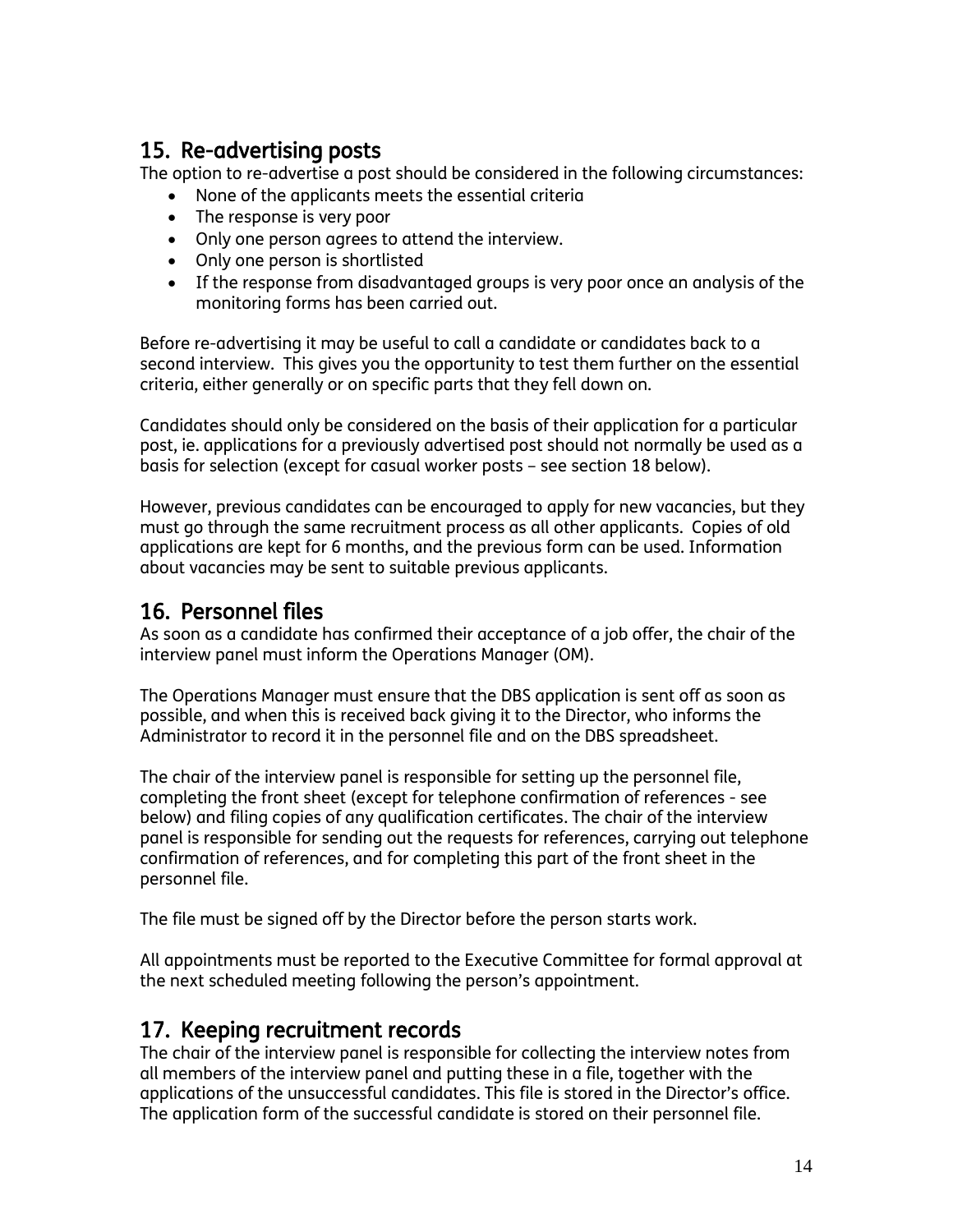## 15. Re-advertising posts

The option to re-advertise a post should be considered in the following circumstances:

- None of the applicants meets the essential criteria
- The response is very poor
- Only one person agrees to attend the interview.
- Only one person is shortlisted
- If the response from disadvantaged groups is very poor once an analysis of the monitoring forms has been carried out.

Before re-advertising it may be useful to call a candidate or candidates back to a second interview. This gives you the opportunity to test them further on the essential criteria, either generally or on specific parts that they fell down on.

Candidates should only be considered on the basis of their application for a particular post, ie. applications for a previously advertised post should not normally be used as a basis for selection (except for casual worker posts – see section 18 below).

However, previous candidates can be encouraged to apply for new vacancies, but they must go through the same recruitment process as all other applicants. Copies of old applications are kept for 6 months, and the previous form can be used. Information about vacancies may be sent to suitable previous applicants.

## 16. Personnel files

As soon as a candidate has confirmed their acceptance of a job offer, the chair of the interview panel must inform the Operations Manager (OM).

The Operations Manager must ensure that the DBS application is sent off as soon as possible, and when this is received back giving it to the Director, who informs the Administrator to record it in the personnel file and on the DBS spreadsheet.

The chair of the interview panel is responsible for setting up the personnel file, completing the front sheet (except for telephone confirmation of references - see below) and filing copies of any qualification certificates. The chair of the interview panel is responsible for sending out the requests for references, carrying out telephone confirmation of references, and for completing this part of the front sheet in the personnel file.

The file must be signed off by the Director before the person starts work.

All appointments must be reported to the Executive Committee for formal approval at the next scheduled meeting following the person's appointment.

## 17. Keeping recruitment records

The chair of the interview panel is responsible for collecting the interview notes from all members of the interview panel and putting these in a file, together with the applications of the unsuccessful candidates. This file is stored in the Director's office. The application form of the successful candidate is stored on their personnel file.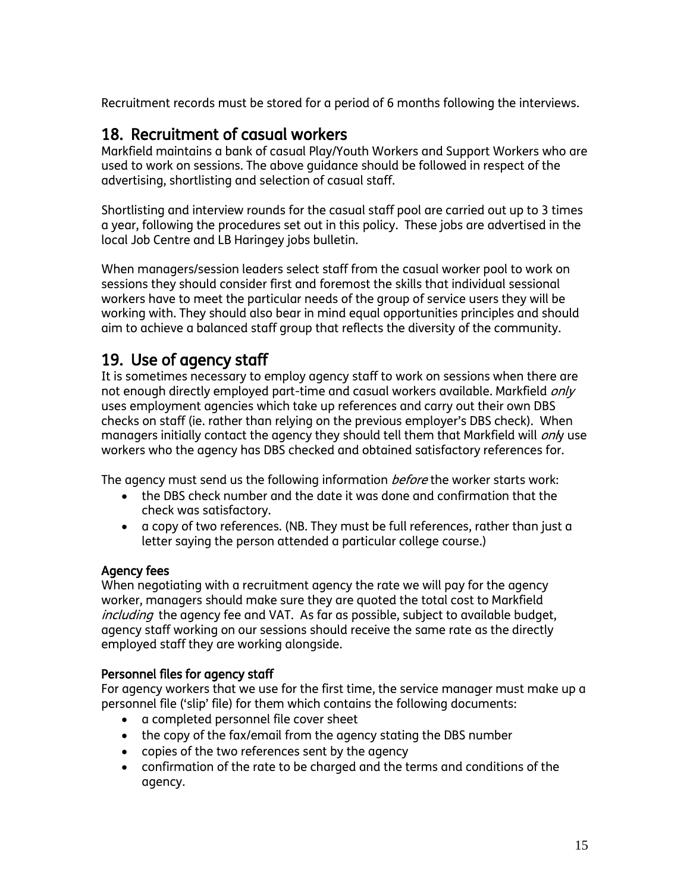Recruitment records must be stored for a period of 6 months following the interviews.

## 18. Recruitment of casual workers

Markfield maintains a bank of casual Play/Youth Workers and Support Workers who are used to work on sessions. The above guidance should be followed in respect of the advertising, shortlisting and selection of casual staff.

Shortlisting and interview rounds for the casual staff pool are carried out up to 3 times a year, following the procedures set out in this policy. These jobs are advertised in the local Job Centre and LB Haringey jobs bulletin.

When managers/session leaders select staff from the casual worker pool to work on sessions they should consider first and foremost the skills that individual sessional workers have to meet the particular needs of the group of service users they will be working with. They should also bear in mind equal opportunities principles and should aim to achieve a balanced staff group that reflects the diversity of the community.

## 19. Use of agency staff

It is sometimes necessary to employ agency staff to work on sessions when there are not enough directly employed part-time and casual workers available. Markfield *only* uses employment agencies which take up references and carry out their own DBS checks on staff (ie. rather than relying on the previous employer's DBS check). When managers initially contact the agency they should tell them that Markfield will *only* use workers who the agency has DBS checked and obtained satisfactory references for.

The agency must send us the following information *before* the worker starts work:

- the DBS check number and the date it was done and confirmation that the check was satisfactory.
- a copy of two references. (NB. They must be full references, rather than just a letter saying the person attended a particular college course.)

### Agency fees

When negotiating with a recruitment agency the rate we will pay for the agency worker, managers should make sure they are quoted the total cost to Markfield *including* the agency fee and VAT. As far as possible, subject to available budget, agency staff working on our sessions should receive the same rate as the directly employed staff they are working alongside.

### Personnel files for agency staff

For agency workers that we use for the first time, the service manager must make up a personnel file ('slip' file) for them which contains the following documents:

- a completed personnel file cover sheet
- the copy of the fax/email from the agency stating the DBS number
- copies of the two references sent by the agency
- confirmation of the rate to be charged and the terms and conditions of the agency.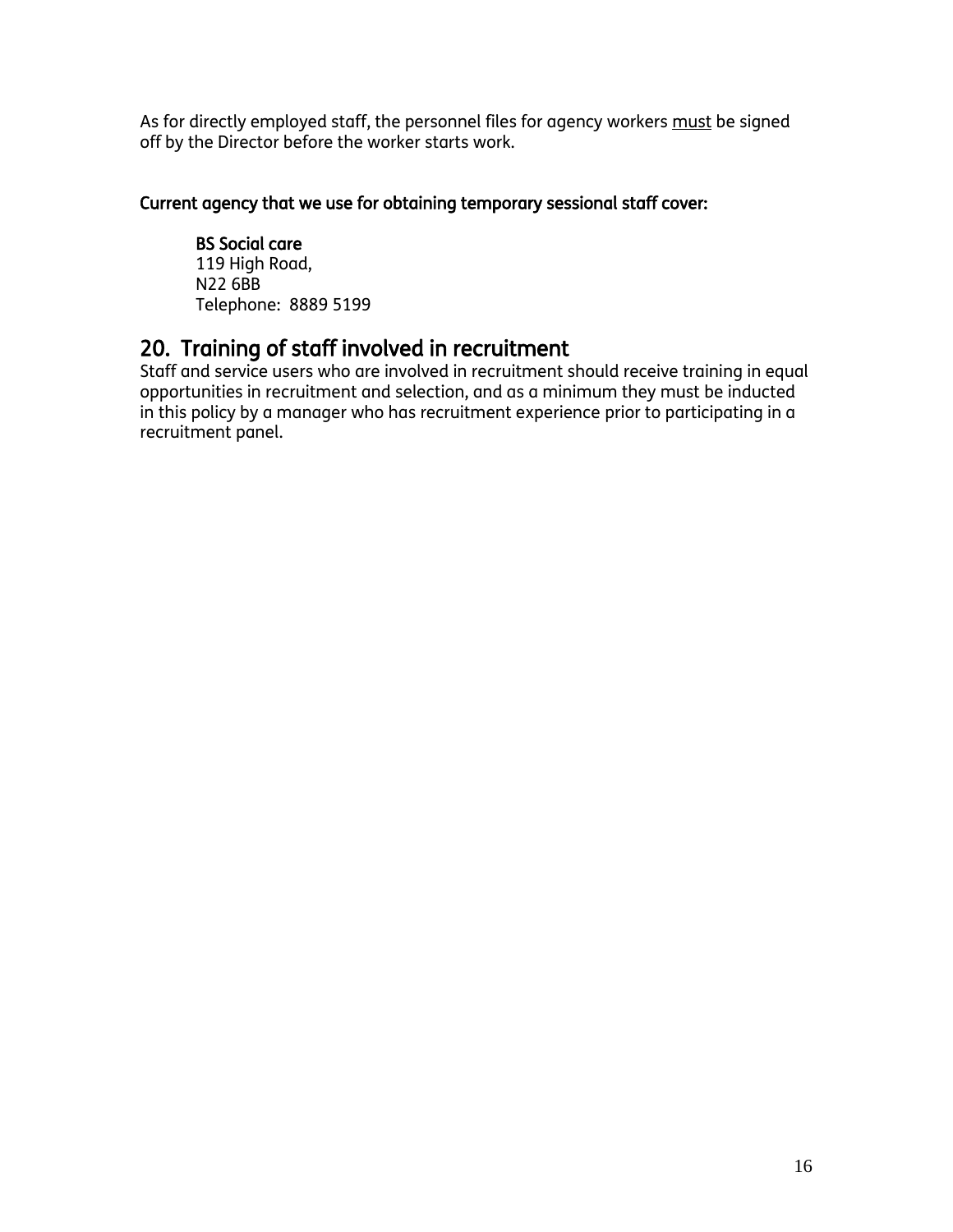As for directly employed staff, the personnel files for agency workers <u>must</u> be signed off by the Director before the worker starts work.

**Current agency that we use for obtaining temporary sessional staff cover:**

**BS Social care**
119 High Road,
N22 6BB
Telephone: 8889 5199

## 20. Training of staff involved in recruitment

Staff and service users who are involved in recruitment should receive training in equal opportunities in recruitment and selection, and as a minimum they must be inducted in this policy by a manager who has recruitment experience prior to participating in a recruitment panel.